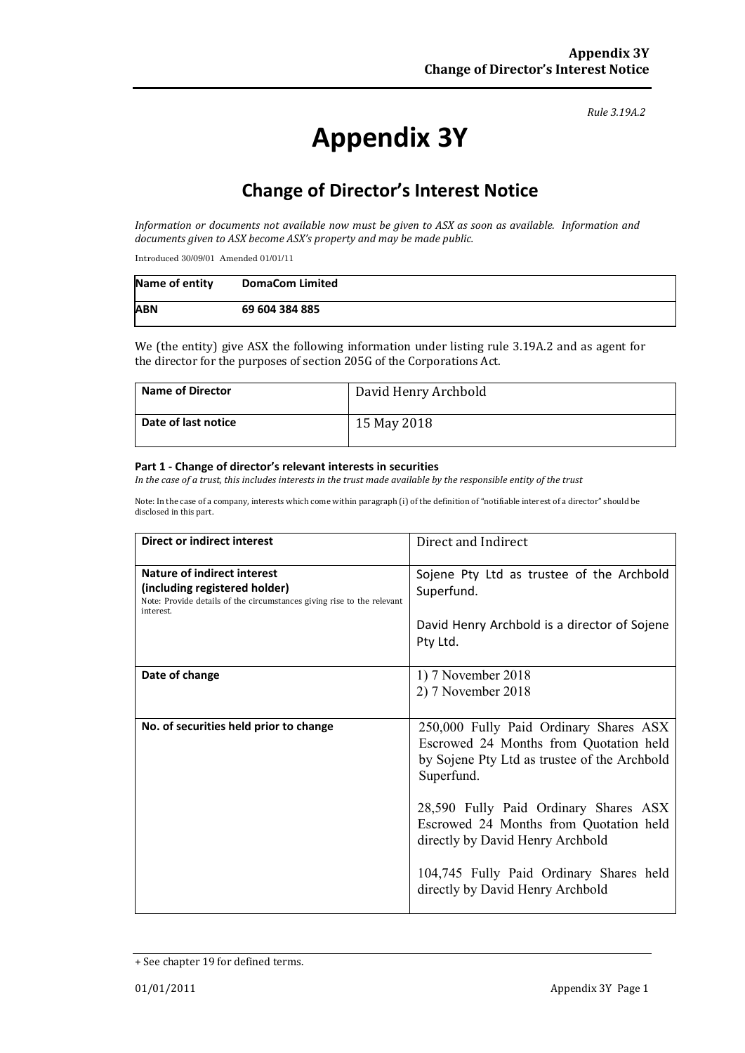*Rule 3.19A.2*

# Appendix 3Y

## Change of Director's Interest Notice

*Information or documents not available now must be given to ASX as soon as available. Information and documents given to ASX become ASX's property and may be made public.*

Introduced 30/09/01 Amended 01/01/11

| Name of entity | DomaCom Limited |
|---|---|
| ABN | 69 604 384 885 |

We (the entity) give ASX the following information under listing rule 3.19A.2 and as agent for the director for the purposes of section 205G of the Corporations Act.

| Name of Director | David Henry Archbold |
|---|---|
| Date of last notice | 15 May 2018 |

#### Part 1 - Change of director's relevant interests in securities

*In the case of a trust, this includes interests in the trust made available by the responsible entity of the trust*

Note: In the case of a company, interests which come within paragraph (i) of the definition of "notifiable interest of a director" should be disclosed in this part.

| Direct or indirect interest | Direct and Indirect |
|---|---|
| **Nature of indirect interest (including registered holder)**<br>Note: Provide details of the circumstances giving rise to the relevant interest. | Sojene Pty Ltd as trustee of the Archbold Superfund.<br><br>David Henry Archbold is a director of Sojene Pty Ltd. |
| **Date of change** | 1) 7 November 2018<br>2) 7 November 2018 |
| **No. of securities held prior to change** | 250,000 Fully Paid Ordinary Shares ASX Escrowed 24 Months from Quotation held by Sojene Pty Ltd as trustee of the Archbold Superfund.<br><br>28,590 Fully Paid Ordinary Shares ASX Escrowed 24 Months from Quotation held directly by David Henry Archbold<br><br>104,745 Fully Paid Ordinary Shares held directly by David Henry Archbold |

+ See chapter 19 for defined terms.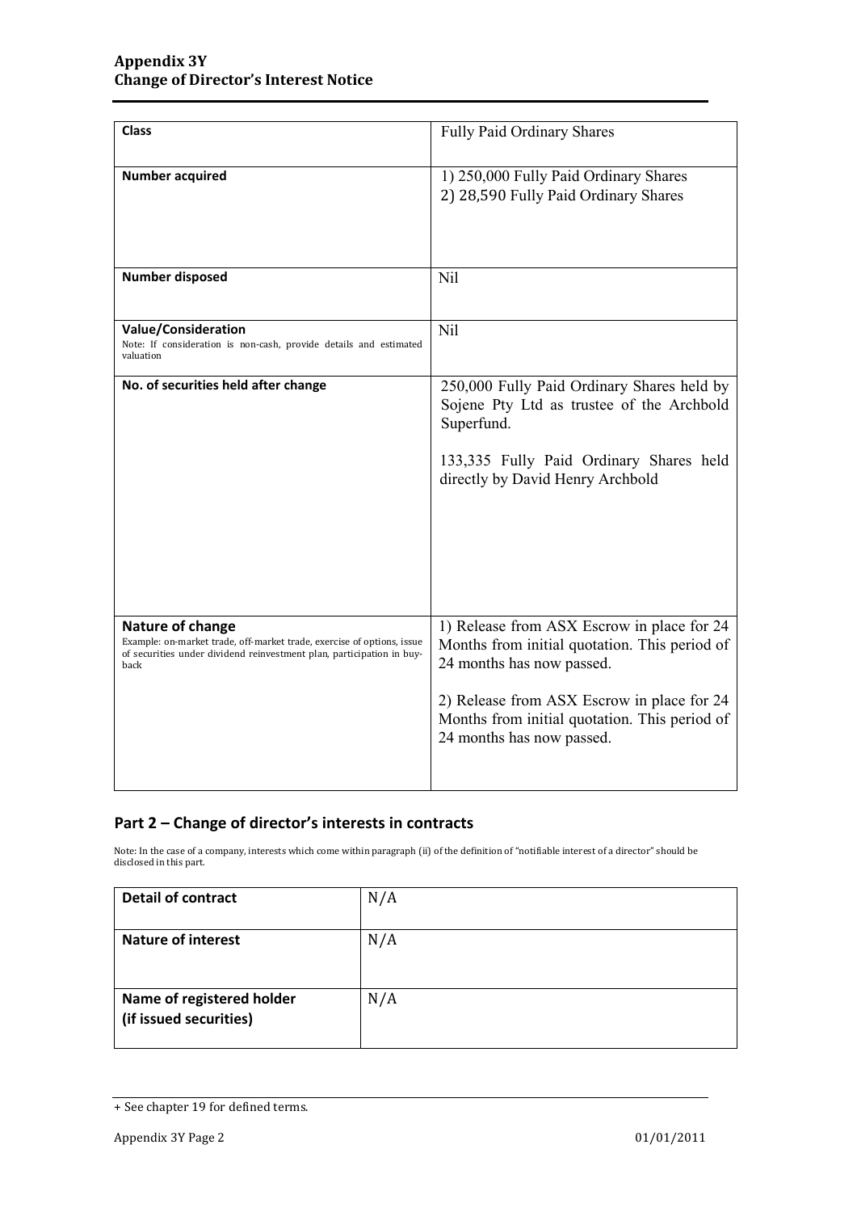| Class | Fully Paid Ordinary Shares |
| --- | --- |
| **Number acquired** | 1) 250,000 Fully Paid Ordinary Shares<br>2) 28,590 Fully Paid Ordinary Shares |
| **Number disposed** | Nil |
| **Value/Consideration**<br>Note: If consideration is non-cash, provide details and estimated valuation | Nil |
| **No. of securities held after change** | 250,000 Fully Paid Ordinary Shares held by Sojene Pty Ltd as trustee of the Archbold Superfund.<br><br>133,335 Fully Paid Ordinary Shares held directly by David Henry Archbold |
| **Nature of change**<br>Example: on-market trade, off-market trade, exercise of options, issue of securities under dividend reinvestment plan, participation in buy-back | 1) Release from ASX Escrow in place for 24 Months from initial quotation. This period of 24 months has now passed.<br><br>2) Release from ASX Escrow in place for 24 Months from initial quotation. This period of 24 months has now passed. |

## Part 2 – Change of director's interests in contracts

Note: In the case of a company, interests which come within paragraph (ii) of the definition of "notifiable interest of a director" should be disclosed in this part.

| Detail of contract | N/A |
| --- | --- |
| **Nature of interest** | N/A |
| **Name of registered holder (if issued securities)** | N/A |

+ See chapter 19 for defined terms.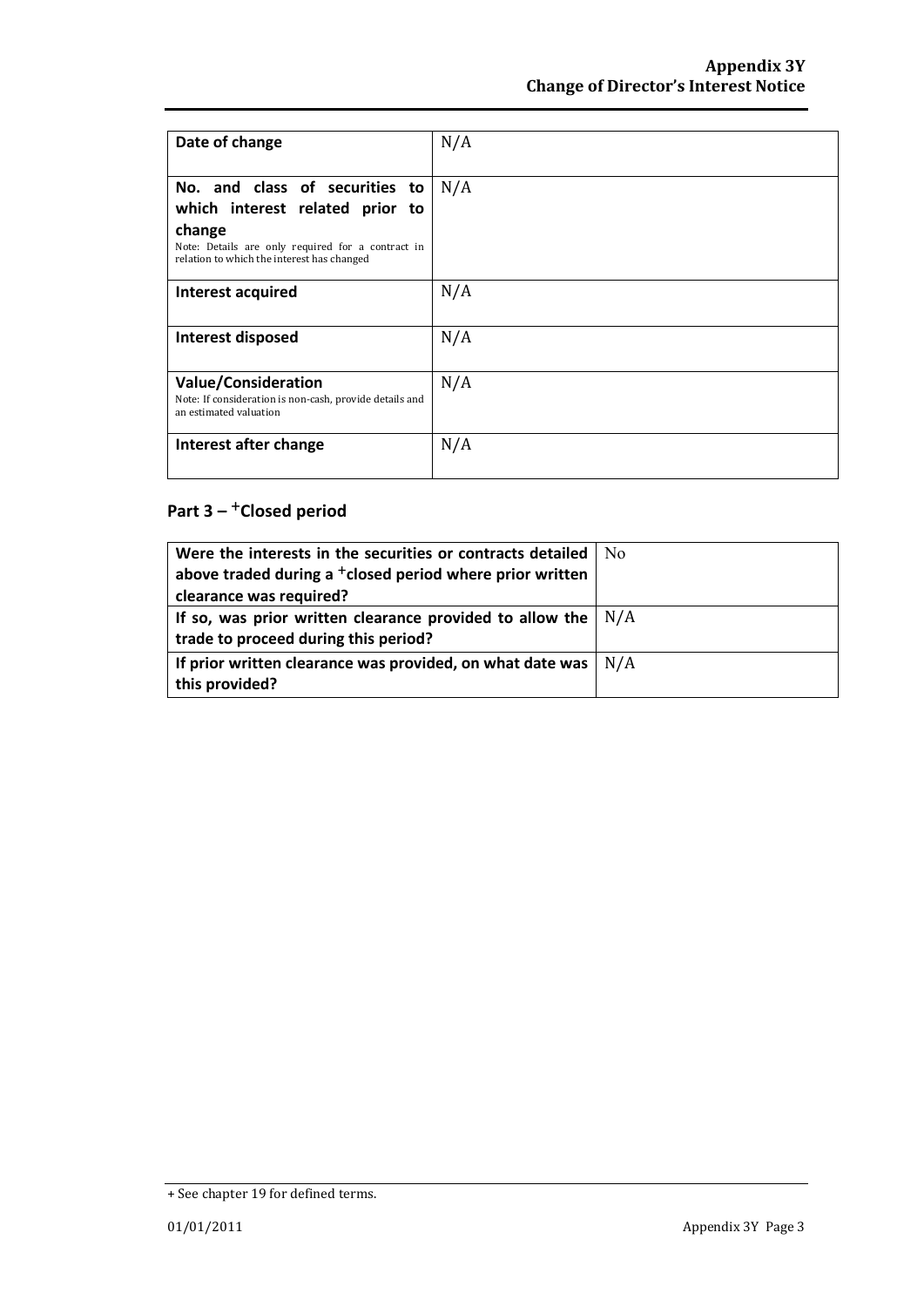| | |
|---|---|
| **Date of change** | N/A |
| **No. and class of securities to which interest related prior to change**<br>Note: Details are only required for a contract in relation to which the interest has changed | N/A |
| **Interest acquired** | N/A |
| **Interest disposed** | N/A |
| **Value/Consideration**<br>Note: If consideration is non-cash, provide details and an estimated valuation | N/A |
| **Interest after change** | N/A |

## Part 3 – +Closed period

| | |
|---|---|
| **Were the interests in the securities or contracts detailed above traded during a +closed period where prior written clearance was required?** | No |
| **If so, was prior written clearance provided to allow the trade to proceed during this period?** | N/A |
| **If prior written clearance was provided, on what date was this provided?** | N/A |

+ See chapter 19 for defined terms.